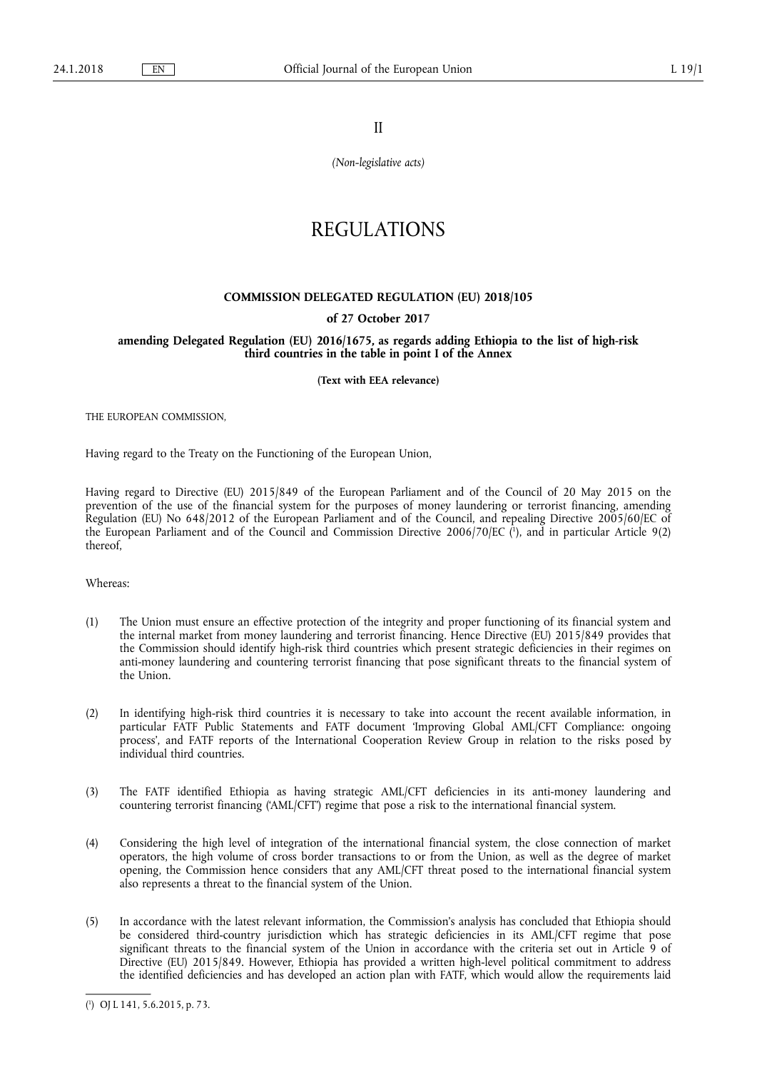II

*(Non-legislative acts)*

# REGULATIONS

## COMMISSION DELEGATED REGULATION (EU) 2018/105

### of 27 October 2017

### amending Delegated Regulation (EU) 2016/1675, as regards adding Ethiopia to the list of high-risk third countries in the table in point I of the Annex

**(Text with EEA relevance)**

THE EUROPEAN COMMISSION,

Having regard to the Treaty on the Functioning of the European Union,

Having regard to Directive (EU) 2015/849 of the European Parliament and of the Council of 20 May 2015 on the prevention of the use of the financial system for the purposes of money laundering or terrorist financing, amending Regulation (EU) No 648/2012 of the European Parliament and of the Council, and repealing Directive 2005/60/EC of the European Parliament and of the Council and Commission Directive 2006/70/EC [1], and in particular Article 9(2) thereof,

Whereas:

(1) The Union must ensure an effective protection of the integrity and proper functioning of its financial system and the internal market from money laundering and terrorist financing. Hence Directive (EU) 2015/849 provides that the Commission should identify high-risk third countries which present strategic deficiencies in their regimes on anti-money laundering and countering terrorist financing that pose significant threats to the financial system of the Union.

(2) In identifying high-risk third countries it is necessary to take into account the recent available information, in particular FATF Public Statements and FATF document 'Improving Global AML/CFT Compliance: ongoing process', and FATF reports of the International Cooperation Review Group in relation to the risks posed by individual third countries.

(3) The FATF identified Ethiopia as having strategic AML/CFT deficiencies in its anti-money laundering and countering terrorist financing ('AML/CFT') regime that pose a risk to the international financial system.

(4) Considering the high level of integration of the international financial system, the close connection of market operators, the high volume of cross border transactions to or from the Union, as well as the degree of market opening, the Commission hence considers that any AML/CFT threat posed to the international financial system also represents a threat to the financial system of the Union.

(5) In accordance with the latest relevant information, the Commission's analysis has concluded that Ethiopia should be considered third-country jurisdiction which has strategic deficiencies in its AML/CFT regime that pose significant threats to the financial system of the Union in accordance with the criteria set out in Article 9 of Directive (EU) 2015/849. However, Ethiopia has provided a written high-level political commitment to address the identified deficiencies and has developed an action plan with FATF, which would allow the requirements laid

---

[1] OJ L 141, 5.6.2015, p. 73.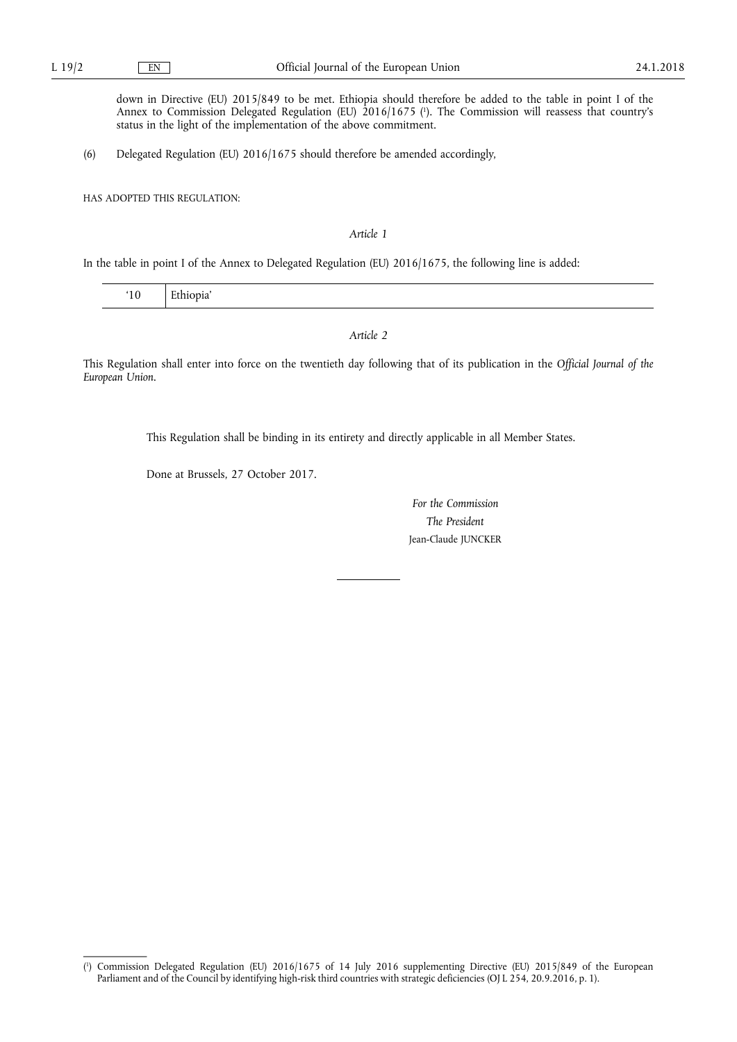down in Directive (EU) 2015/849 to be met. Ethiopia should therefore be added to the table in point I of the Annex to Commission Delegated Regulation (EU) 2016/1675 [1]. The Commission will reassess that country's status in the light of the implementation of the above commitment.

(6) Delegated Regulation (EU) 2016/1675 should therefore be amended accordingly,

HAS ADOPTED THIS REGULATION:

*Article 1*

In the table in point I of the Annex to Delegated Regulation (EU) 2016/1675, the following line is added:

| | |
|---|---|
| '10 | Ethiopia' |

*Article 2*

This Regulation shall enter into force on the twentieth day following that of its publication in the *Official Journal of the European Union*.

This Regulation shall be binding in its entirety and directly applicable in all Member States.

Done at Brussels, 27 October 2017.

*For the Commission*

*The President*

Jean-Claude JUNCKER

---

[1] Commission Delegated Regulation (EU) 2016/1675 of 14 July 2016 supplementing Directive (EU) 2015/849 of the European Parliament and of the Council by identifying high-risk third countries with strategic deficiencies (OJ L 254, 20.9.2016, p. 1).